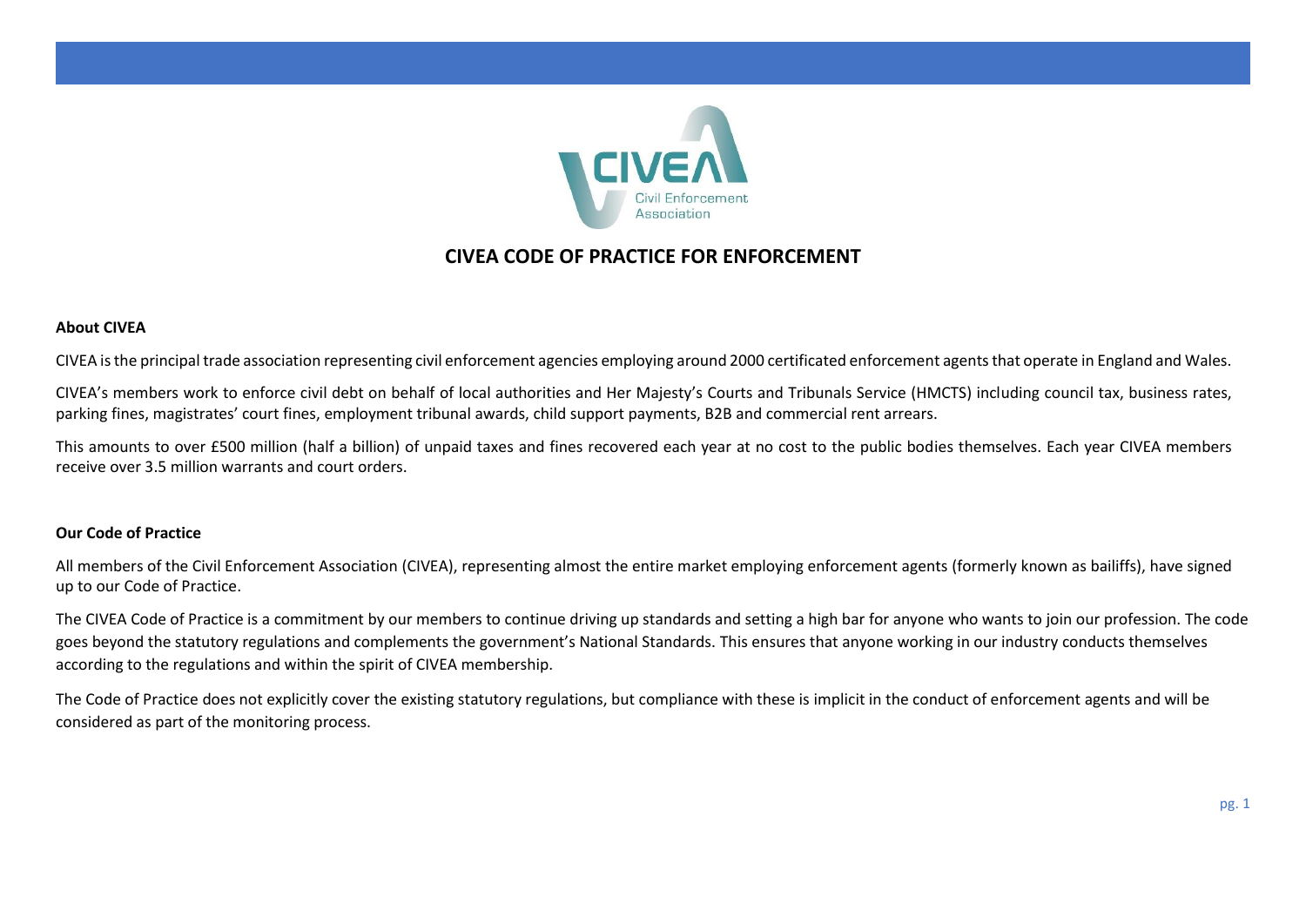# CIVEA CODE OF PRACTICE FOR ENFORCEMENT

**About CIVEA**

CIVEA is the principal trade association representing civil enforcement agencies employing around 2000 certificated enforcement agents that operate in England and Wales.

CIVEA's members work to enforce civil debt on behalf of local authorities and Her Majesty's Courts and Tribunals Service (HMCTS) including council tax, business rates, parking fines, magistrates' court fines, employment tribunal awards, child support payments, B2B and commercial rent arrears.

This amounts to over £500 million (half a billion) of unpaid taxes and fines recovered each year at no cost to the public bodies themselves. Each year CIVEA members receive over 3.5 million warrants and court orders.

**Our Code of Practice**

All members of the Civil Enforcement Association (CIVEA), representing almost the entire market employing enforcement agents (formerly known as bailiffs), have signed up to our Code of Practice.

The CIVEA Code of Practice is a commitment by our members to continue driving up standards and setting a high bar for anyone who wants to join our profession. The code goes beyond the statutory regulations and complements the government's National Standards. This ensures that anyone working in our industry conducts themselves according to the regulations and within the spirit of CIVEA membership.

The Code of Practice does not explicitly cover the existing statutory regulations, but compliance with these is implicit in the conduct of enforcement agents and will be considered as part of the monitoring process.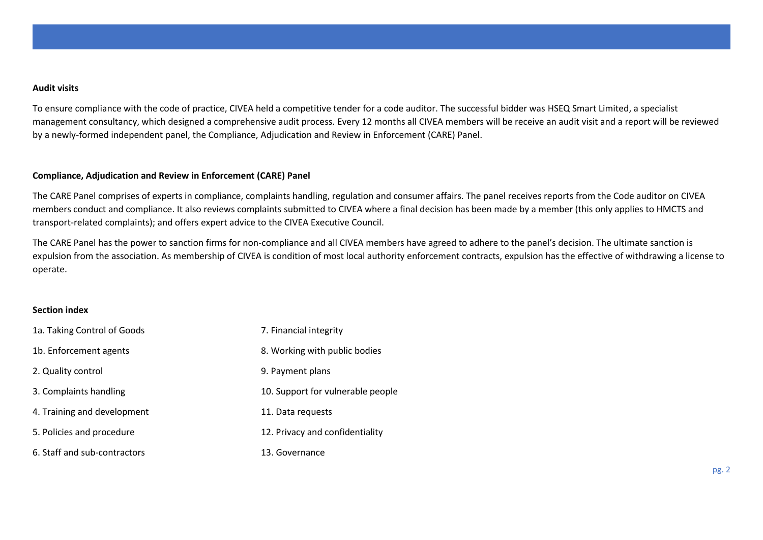**Audit visits**

To ensure compliance with the code of practice, CIVEA held a competitive tender for a code auditor. The successful bidder was HSEQ Smart Limited, a specialist management consultancy, which designed a comprehensive audit process. Every 12 months all CIVEA members will be receive an audit visit and a report will be reviewed by a newly-formed independent panel, the Compliance, Adjudication and Review in Enforcement (CARE) Panel.

**Compliance, Adjudication and Review in Enforcement (CARE) Panel**

The CARE Panel comprises of experts in compliance, complaints handling, regulation and consumer affairs. The panel receives reports from the Code auditor on CIVEA members conduct and compliance. It also reviews complaints submitted to CIVEA where a final decision has been made by a member (this only applies to HMCTS and transport-related complaints); and offers expert advice to the CIVEA Executive Council.

The CARE Panel has the power to sanction firms for non-compliance and all CIVEA members have agreed to adhere to the panel's decision. The ultimate sanction is expulsion from the association. As membership of CIVEA is condition of most local authority enforcement contracts, expulsion has the effective of withdrawing a license to operate.

**Section index**

1a. Taking Control of Goods

1b. Enforcement agents

2. Quality control

3. Complaints handling

4. Training and development

5. Policies and procedure

6. Staff and sub-contractors

7. Financial integrity

8. Working with public bodies

9. Payment plans

10. Support for vulnerable people

11. Data requests

12. Privacy and confidentiality

13. Governance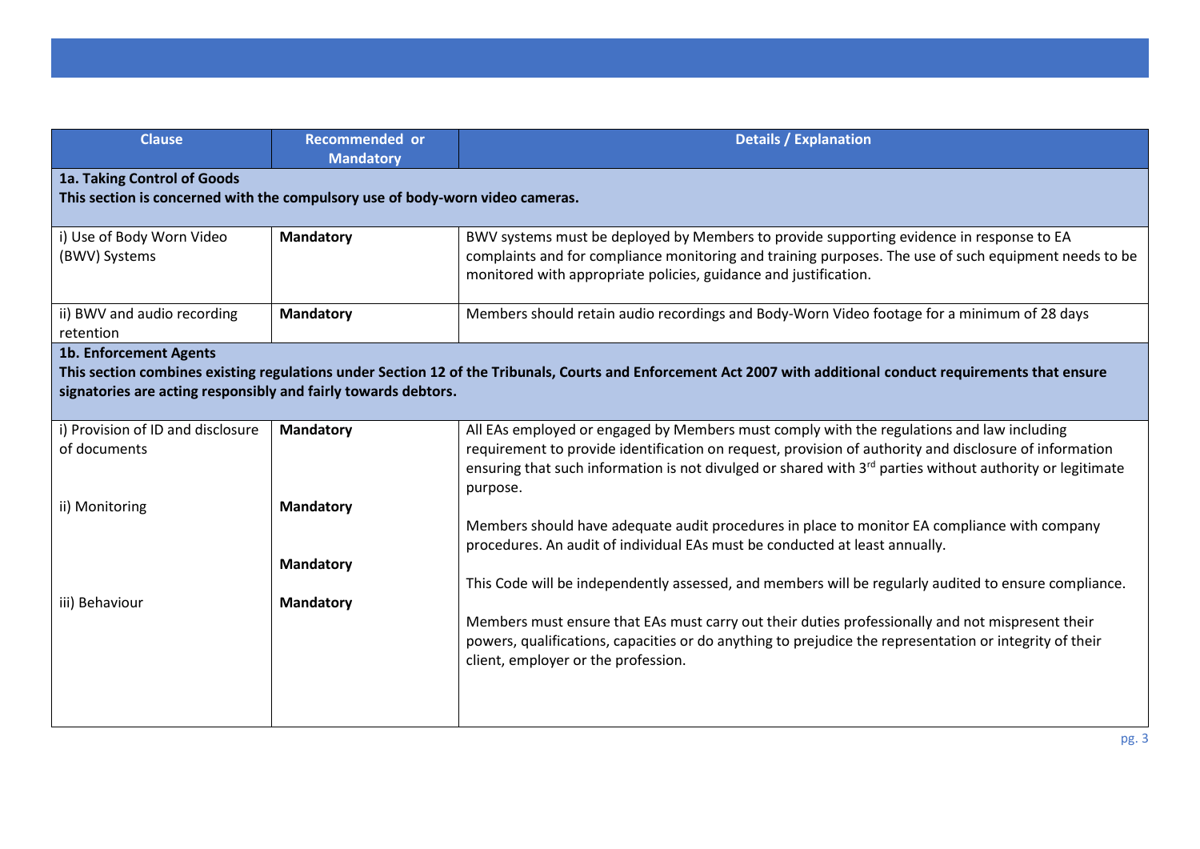| Clause | Recommended or Mandatory | Details / Explanation |
| --- | --- | --- |
| **1a. Taking Control of Goods** **This section is concerned with the compulsory use of body-worn video cameras.** | | |
| i) Use of Body Worn Video (BWV) Systems | **Mandatory** | BWV systems must be deployed by Members to provide supporting evidence in response to EA complaints and for compliance monitoring and training purposes. The use of such equipment needs to be monitored with appropriate policies, guidance and justification. |
| ii) BWV and audio recording retention | **Mandatory** | Members should retain audio recordings and Body-Worn Video footage for a minimum of 28 days |
| **1b. Enforcement Agents** **This section combines existing regulations under Section 12 of the Tribunals, Courts and Enforcement Act 2007 with additional conduct requirements that ensure signatories are acting responsibly and fairly towards debtors.** | | |
| i) Provision of ID and disclosure of documents | **Mandatory** | All EAs employed or engaged by Members must comply with the regulations and law including requirement to provide identification on request, provision of authority and disclosure of information ensuring that such information is not divulged or shared with 3rd parties without authority or legitimate purpose. |
| ii) Monitoring | **Mandatory** | Members should have adequate audit procedures in place to monitor EA compliance with company procedures. An audit of individual EAs must be conducted at least annually. |
| | **Mandatory** | This Code will be independently assessed, and members will be regularly audited to ensure compliance. |
| iii) Behaviour | **Mandatory** | Members must ensure that EAs must carry out their duties professionally and not mispresent their powers, qualifications, capacities or do anything to prejudice the representation or integrity of their client, employer or the profession. |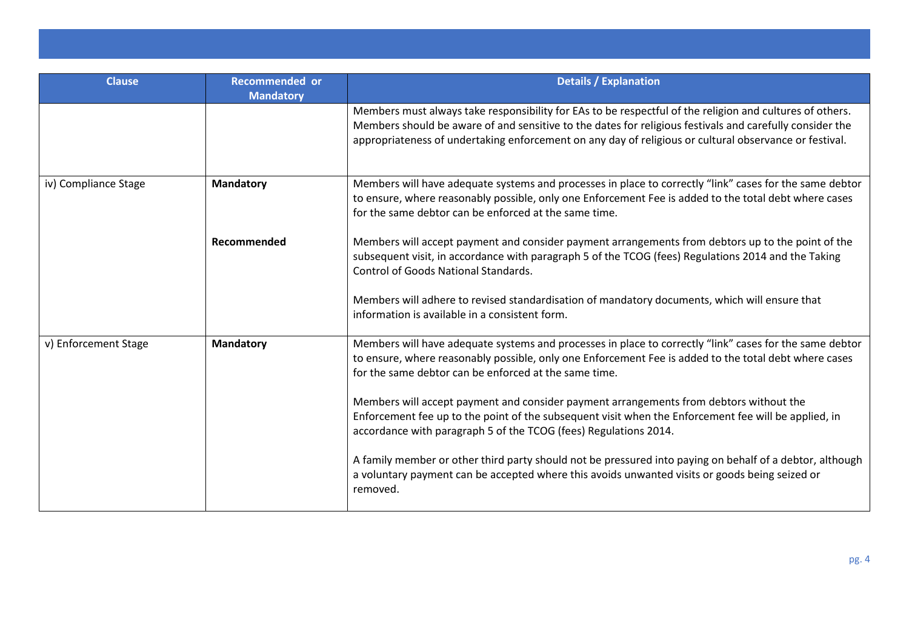| Clause | Recommended or Mandatory | Details / Explanation |
|---|---|---|
| | | Members must always take responsibility for EAs to be respectful of the religion and cultures of others. Members should be aware of and sensitive to the dates for religious festivals and carefully consider the appropriateness of undertaking enforcement on any day of religious or cultural observance or festival. |
| iv) Compliance Stage | **Mandatory** | Members will have adequate systems and processes in place to correctly "link" cases for the same debtor to ensure, where reasonably possible, only one Enforcement Fee is added to the total debt where cases for the same debtor can be enforced at the same time. |
| | **Recommended** | Members will accept payment and consider payment arrangements from debtors up to the point of the subsequent visit, in accordance with paragraph 5 of the TCOG (fees) Regulations 2014 and the Taking Control of Goods National Standards.<br><br>Members will adhere to revised standardisation of mandatory documents, which will ensure that information is available in a consistent form. |
| v) Enforcement Stage | **Mandatory** | Members will have adequate systems and processes in place to correctly "link" cases for the same debtor to ensure, where reasonably possible, only one Enforcement Fee is added to the total debt where cases for the same debtor can be enforced at the same time.<br><br>Members will accept payment and consider payment arrangements from debtors without the Enforcement fee up to the point of the subsequent visit when the Enforcement fee will be applied, in accordance with paragraph 5 of the TCOG (fees) Regulations 2014.<br><br>A family member or other third party should not be pressured into paying on behalf of a debtor, although a voluntary payment can be accepted where this avoids unwanted visits or goods being seized or removed. |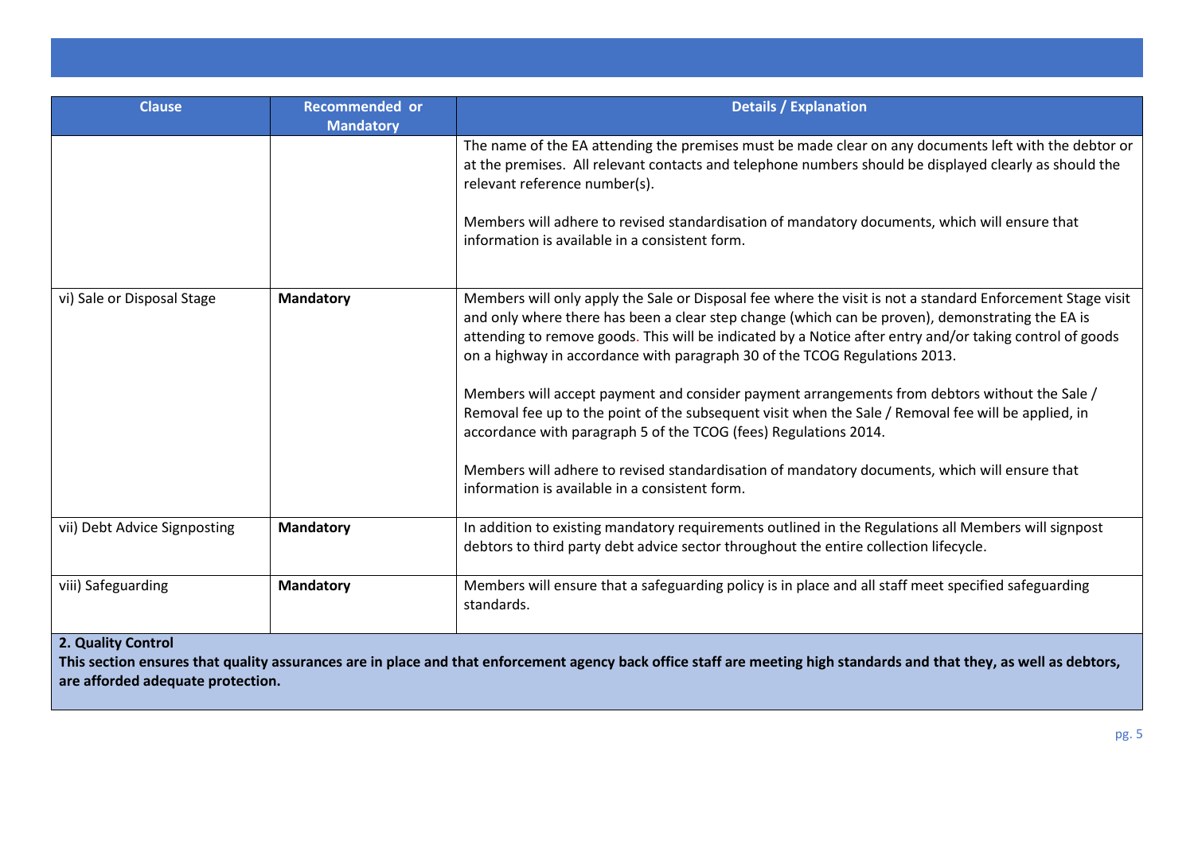| Clause | Recommended or Mandatory | Details / Explanation |
|---|---|---|
| | | The name of the EA attending the premises must be made clear on any documents left with the debtor or at the premises. All relevant contacts and telephone numbers should be displayed clearly as should the relevant reference number(s).<br><br>Members will adhere to revised standardisation of mandatory documents, which will ensure that information is available in a consistent form. |
| vi) Sale or Disposal Stage | **Mandatory** | Members will only apply the Sale or Disposal fee where the visit is not a standard Enforcement Stage visit and only where there has been a clear step change (which can be proven), demonstrating the EA is attending to remove goods. This will be indicated by a Notice after entry and/or taking control of goods on a highway in accordance with paragraph 30 of the TCOG Regulations 2013.<br><br>Members will accept payment and consider payment arrangements from debtors without the Sale / Removal fee up to the point of the subsequent visit when the Sale / Removal fee will be applied, in accordance with paragraph 5 of the TCOG (fees) Regulations 2014.<br><br>Members will adhere to revised standardisation of mandatory documents, which will ensure that information is available in a consistent form. |
| vii) Debt Advice Signposting | **Mandatory** | In addition to existing mandatory requirements outlined in the Regulations all Members will signpost debtors to third party debt advice sector throughout the entire collection lifecycle. |
| viii) Safeguarding | **Mandatory** | Members will ensure that a safeguarding policy is in place and all staff meet specified safeguarding standards. |
| **2. Quality Control**<br>**This section ensures that quality assurances are in place and that enforcement agency back office staff are meeting high standards and that they, as well as debtors, are afforded adequate protection.** | | |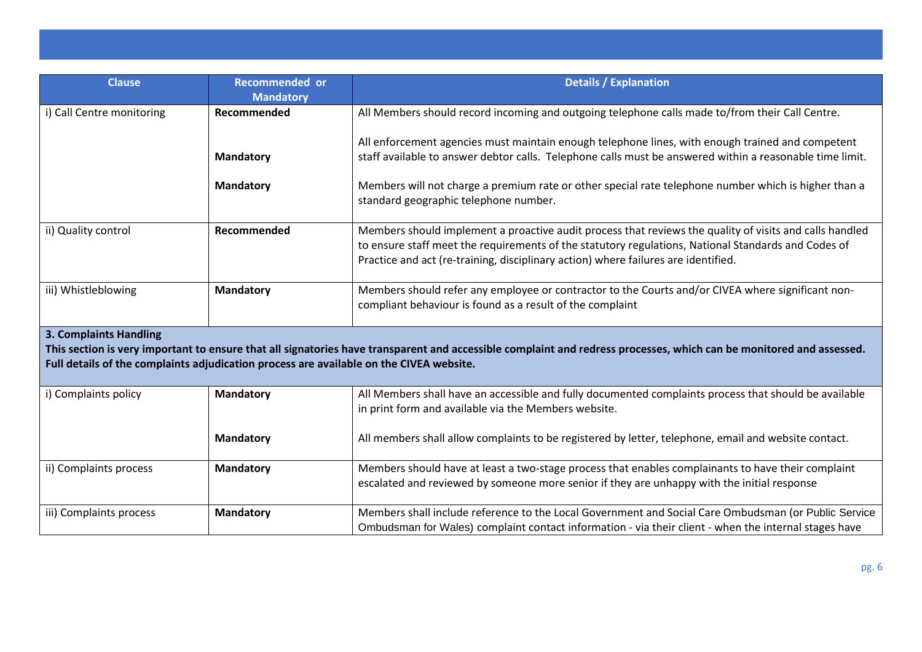| Clause | Recommended or Mandatory | Details / Explanation |
|---|---|---|
| i) Call Centre monitoring | **Recommended** | All Members should record incoming and outgoing telephone calls made to/from their Call Centre. |
| | **Mandatory** | All enforcement agencies must maintain enough telephone lines, with enough trained and competent staff available to answer debtor calls. Telephone calls must be answered within a reasonable time limit. |
| | **Mandatory** | Members will not charge a premium rate or other special rate telephone number which is higher than a standard geographic telephone number. |
| ii) Quality control | **Recommended** | Members should implement a proactive audit process that reviews the quality of visits and calls handled to ensure staff meet the requirements of the statutory regulations, National Standards and Codes of Practice and act (re-training, disciplinary action) where failures are identified. |
| iii) Whistleblowing | **Mandatory** | Members should refer any employee or contractor to the Courts and/or CIVEA where significant non-compliant behaviour is found as a result of the complaint |
| **3. Complaints Handling** **This section is very important to ensure that all signatories have transparent and accessible complaint and redress processes, which can be monitored and assessed. Full details of the complaints adjudication process are available on the CIVEA website.** | | |
| i) Complaints policy | **Mandatory** | All Members shall have an accessible and fully documented complaints process that should be available in print form and available via the Members website. |
| | **Mandatory** | All members shall allow complaints to be registered by letter, telephone, email and website contact. |
| ii) Complaints process | **Mandatory** | Members should have at least a two-stage process that enables complainants to have their complaint escalated and reviewed by someone more senior if they are unhappy with the initial response |
| iii) Complaints process | **Mandatory** | Members shall include reference to the Local Government and Social Care Ombudsman (or Public Service Ombudsman for Wales) complaint contact information - via their client - when the internal stages have |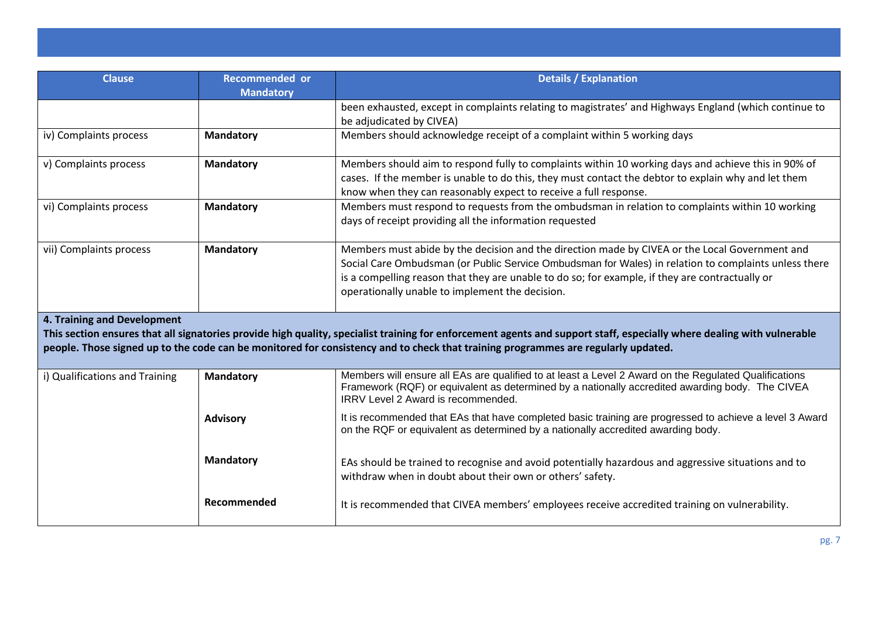| Clause | Recommended or Mandatory | Details / Explanation |
| --- | --- | --- |
| | | been exhausted, except in complaints relating to magistrates' and Highways England (which continue to be adjudicated by CIVEA) |
| iv) Complaints process | **Mandatory** | Members should acknowledge receipt of a complaint within 5 working days |
| v) Complaints process | **Mandatory** | Members should aim to respond fully to complaints within 10 working days and achieve this in 90% of cases. If the member is unable to do this, they must contact the debtor to explain why and let them know when they can reasonably expect to receive a full response. |
| vi) Complaints process | **Mandatory** | Members must respond to requests from the ombudsman in relation to complaints within 10 working days of receipt providing all the information requested |
| vii) Complaints process | **Mandatory** | Members must abide by the decision and the direction made by CIVEA or the Local Government and Social Care Ombudsman (or Public Service Ombudsman for Wales) in relation to complaints unless there is a compelling reason that they are unable to do so; for example, if they are contractually or operationally unable to implement the decision. |
| **4. Training and Development** **This section ensures that all signatories provide high quality, specialist training for enforcement agents and support staff, especially where dealing with vulnerable people. Those signed up to the code can be monitored for consistency and to check that training programmes are regularly updated.** | | |
| i) Qualifications and Training | **Mandatory** | Members will ensure all EAs are qualified to at least a Level 2 Award on the Regulated Qualifications Framework (RQF) or equivalent as determined by a nationally accredited awarding body. The CIVEA IRRV Level 2 Award is recommended. |
| | **Advisory** | It is recommended that EAs that have completed basic training are progressed to achieve a level 3 Award on the RQF or equivalent as determined by a nationally accredited awarding body. |
| | **Mandatory** | EAs should be trained to recognise and avoid potentially hazardous and aggressive situations and to withdraw when in doubt about their own or others' safety. |
| | **Recommended** | It is recommended that CIVEA members' employees receive accredited training on vulnerability. |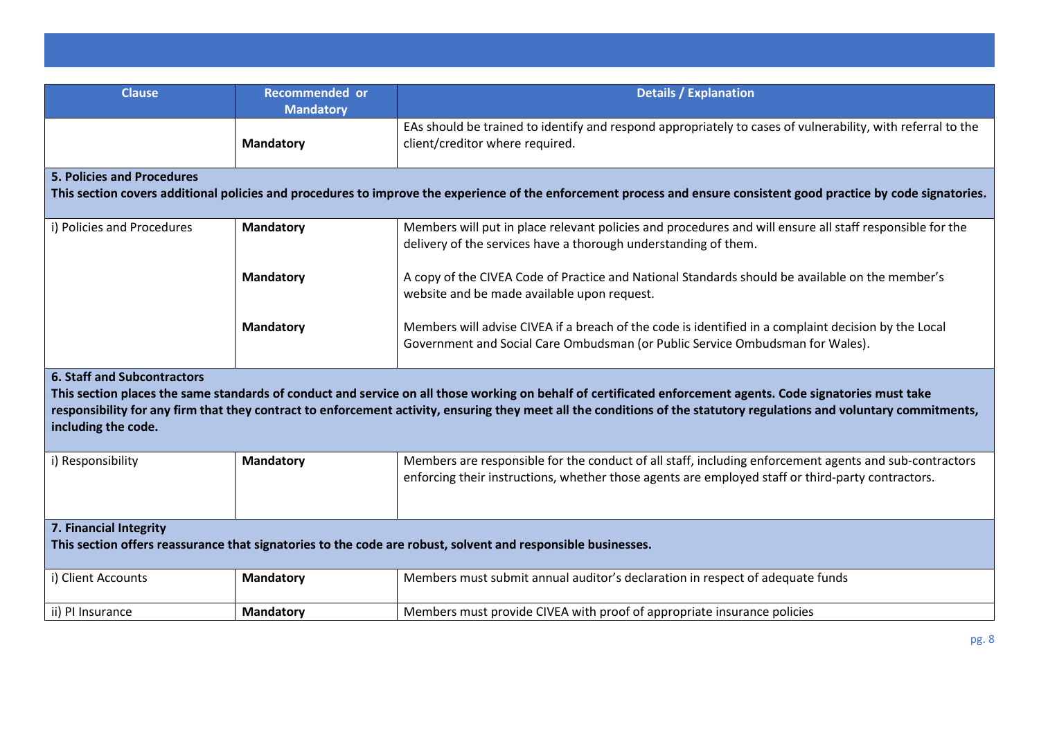| Clause | Recommended or Mandatory | Details / Explanation |
|---|---|---|
| | **Mandatory** | EAs should be trained to identify and respond appropriately to cases of vulnerability, with referral to the client/creditor where required. |
| **5. Policies and Procedures**<br>**This section covers additional policies and procedures to improve the experience of the enforcement process and ensure consistent good practice by code signatories.** | | |
| i) Policies and Procedures | **Mandatory** | Members will put in place relevant policies and procedures and will ensure all staff responsible for the delivery of the services have a thorough understanding of them. |
| | **Mandatory** | A copy of the CIVEA Code of Practice and National Standards should be available on the member's website and be made available upon request. |
| | **Mandatory** | Members will advise CIVEA if a breach of the code is identified in a complaint decision by the Local Government and Social Care Ombudsman (or Public Service Ombudsman for Wales). |
| **6. Staff and Subcontractors**<br>**This section places the same standards of conduct and service on all those working on behalf of certificated enforcement agents. Code signatories must take responsibility for any firm that they contract to enforcement activity, ensuring they meet all the conditions of the statutory regulations and voluntary commitments, including the code.** | | |
| i) Responsibility | **Mandatory** | Members are responsible for the conduct of all staff, including enforcement agents and sub-contractors enforcing their instructions, whether those agents are employed staff or third-party contractors. |
| **7. Financial Integrity**<br>**This section offers reassurance that signatories to the code are robust, solvent and responsible businesses.** | | |
| i) Client Accounts | **Mandatory** | Members must submit annual auditor's declaration in respect of adequate funds |
| ii) PI Insurance | **Mandatory** | Members must provide CIVEA with proof of appropriate insurance policies |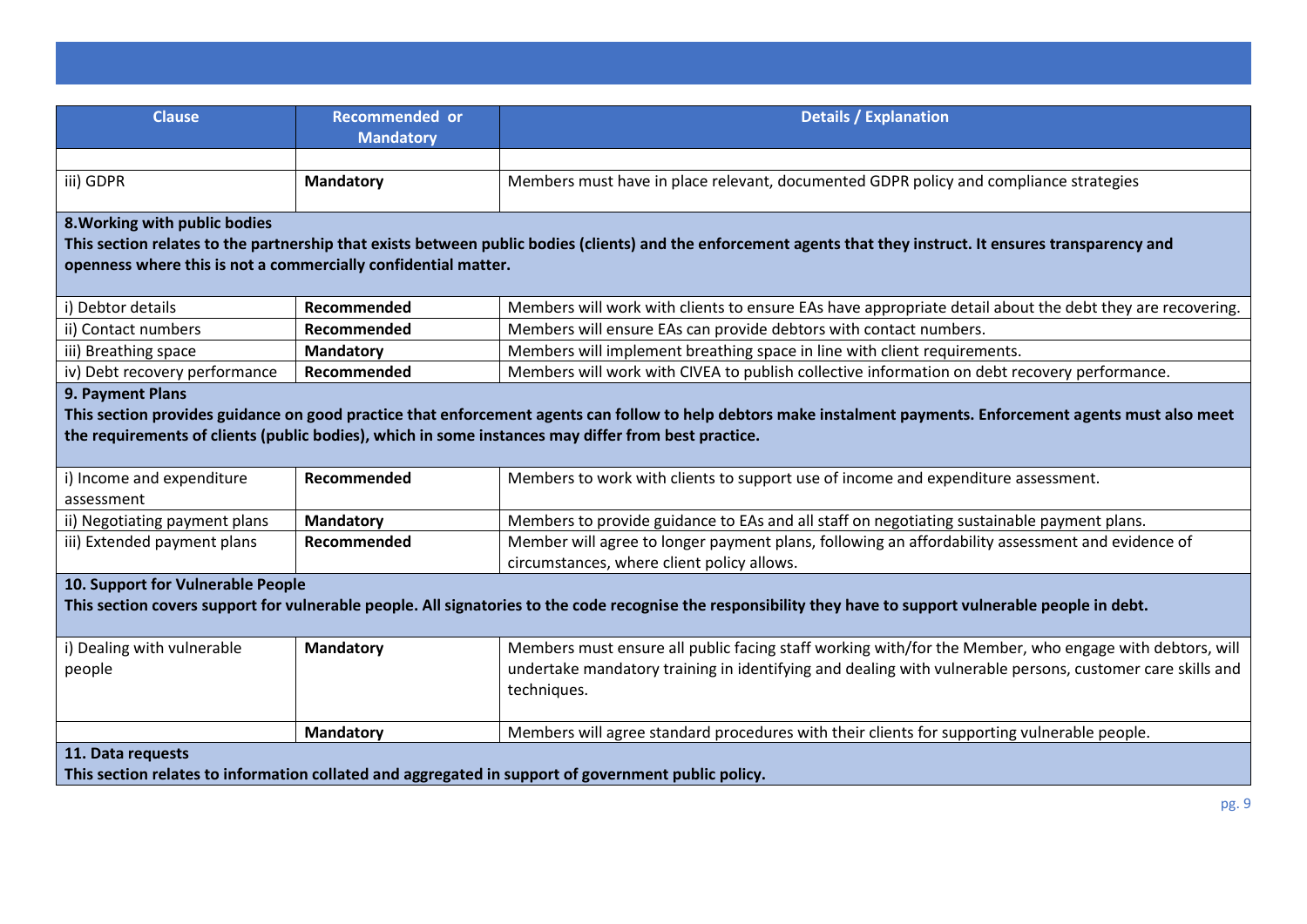| Clause | Recommended or Mandatory | Details / Explanation |
|---|---|---|
| | | |
| iii) GDPR | **Mandatory** | Members must have in place relevant, documented GDPR policy and compliance strategies |
| **8.Working with public bodies**<br>**This section relates to the partnership that exists between public bodies (clients) and the enforcement agents that they instruct. It ensures transparency and openness where this is not a commercially confidential matter.** | | |
| i) Debtor details | **Recommended** | Members will work with clients to ensure EAs have appropriate detail about the debt they are recovering. |
| ii) Contact numbers | **Recommended** | Members will ensure EAs can provide debtors with contact numbers. |
| iii) Breathing space | **Mandatory** | Members will implement breathing space in line with client requirements. |
| iv) Debt recovery performance | **Recommended** | Members will work with CIVEA to publish collective information on debt recovery performance. |
| **9. Payment Plans**<br>**This section provides guidance on good practice that enforcement agents can follow to help debtors make instalment payments. Enforcement agents must also meet the requirements of clients (public bodies), which in some instances may differ from best practice.** | | |
| i) Income and expenditure assessment | **Recommended** | Members to work with clients to support use of income and expenditure assessment. |
| ii) Negotiating payment plans | **Mandatory** | Members to provide guidance to EAs and all staff on negotiating sustainable payment plans. |
| iii) Extended payment plans | **Recommended** | Member will agree to longer payment plans, following an affordability assessment and evidence of circumstances, where client policy allows. |
| **10. Support for Vulnerable People**<br>**This section covers support for vulnerable people. All signatories to the code recognise the responsibility they have to support vulnerable people in debt.** | | |
| i) Dealing with vulnerable people | **Mandatory** | Members must ensure all public facing staff working with/for the Member, who engage with debtors, will undertake mandatory training in identifying and dealing with vulnerable persons, customer care skills and techniques. |
| | **Mandatory** | Members will agree standard procedures with their clients for supporting vulnerable people. |
| **11. Data requests**<br>**This section relates to information collated and aggregated in support of government public policy.** | | |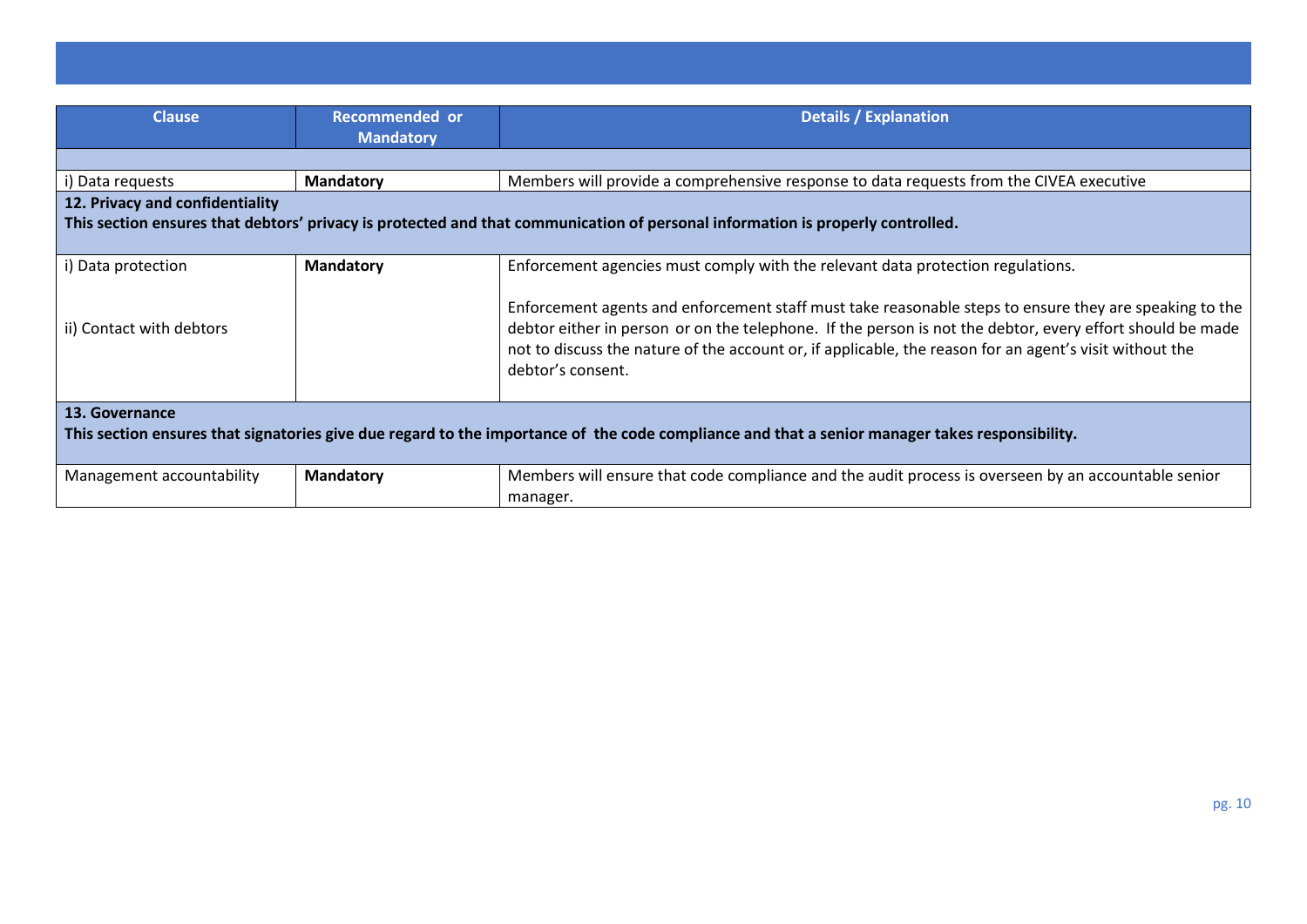| Clause | Recommended or Mandatory | Details / Explanation |
|---|---|---|
| | | |
| i) Data requests | **Mandatory** | Members will provide a comprehensive response to data requests from the CIVEA executive |
| **12. Privacy and confidentiality**<br>**This section ensures that debtors' privacy is protected and that communication of personal information is properly controlled.** | | |
| i) Data protection<br><br>ii) Contact with debtors | **Mandatory** | Enforcement agencies must comply with the relevant data protection regulations.<br><br>Enforcement agents and enforcement staff must take reasonable steps to ensure they are speaking to the debtor either in person or on the telephone. If the person is not the debtor, every effort should be made not to discuss the nature of the account or, if applicable, the reason for an agent's visit without the debtor's consent. |
| **13. Governance**<br>**This section ensures that signatories give due regard to the importance of the code compliance and that a senior manager takes responsibility.** | | |
| Management accountability | **Mandatory** | Members will ensure that code compliance and the audit process is overseen by an accountable senior manager. |